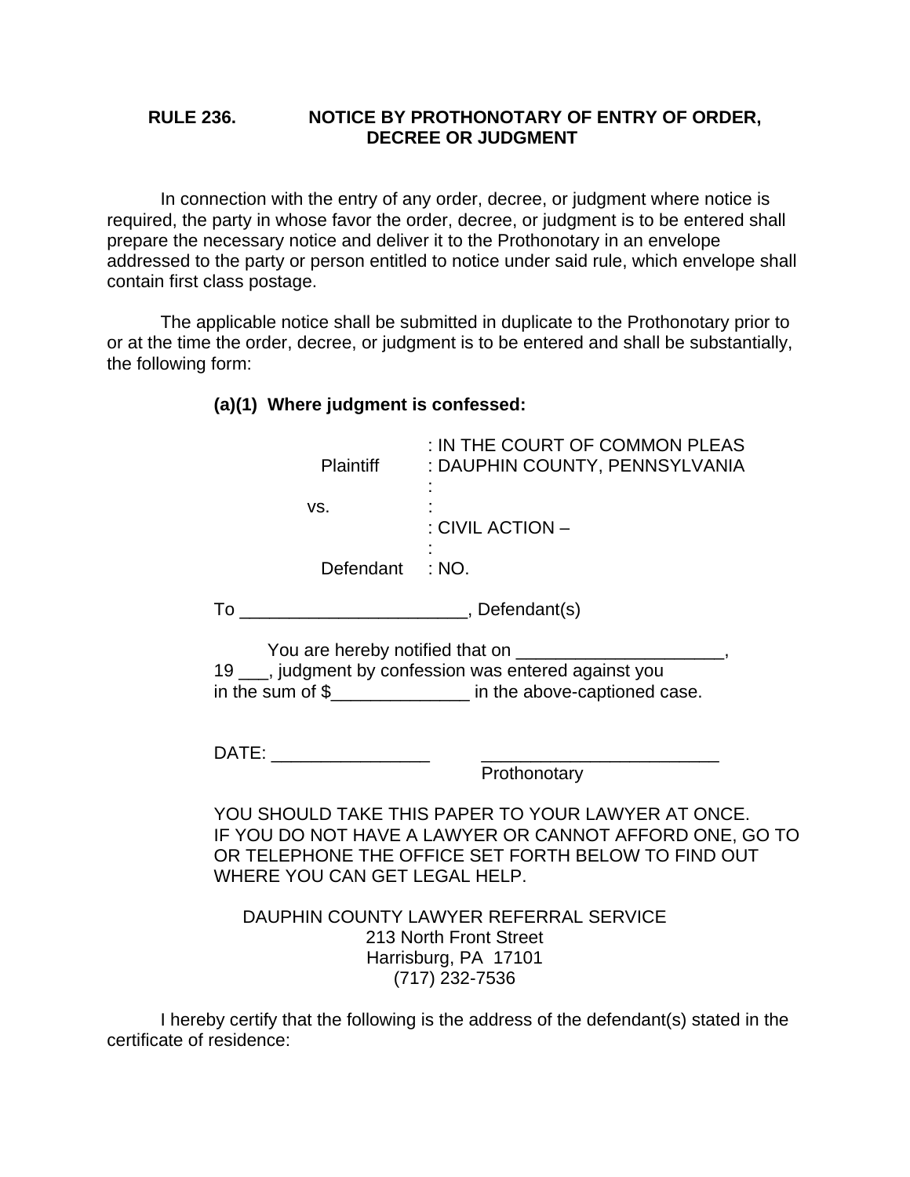## RULE 236. NOTICE BY PROTHONOTARY OF ENTRY OF ORDER, DECREE OR JUDGMENT

In connection with the entry of any order, decree, or judgment where notice is required, the party in whose favor the order, decree, or judgment is to be entered shall prepare the necessary notice and deliver it to the Prothonotary in an envelope addressed to the party or person entitled to notice under said rule, which envelope shall contain first class postage.

The applicable notice shall be submitted in duplicate to the Prothonotary prior to or at the time the order, decree, or judgment is to be entered and shall be substantially, the following form:

**(a)(1) Where judgment is confessed:**

```
                    : IN THE COURT OF COMMON PLEAS
      Plaintiff     : DAUPHIN COUNTY, PENNSYLVANIA
                    :
    vs.             :
                    : CIVIL ACTION –
                    :
      Defendant     : NO.
```

To ______________________, Defendant(s)

You are hereby notified that on ____________________, 19 ___, judgment by confession was entered against you in the sum of $______________ in the above-captioned case.

DATE: ________________ ________________________
Prothonotary

YOU SHOULD TAKE THIS PAPER TO YOUR LAWYER AT ONCE. IF YOU DO NOT HAVE A LAWYER OR CANNOT AFFORD ONE, GO TO OR TELEPHONE THE OFFICE SET FORTH BELOW TO FIND OUT WHERE YOU CAN GET LEGAL HELP.

DAUPHIN COUNTY LAWYER REFERRAL SERVICE
213 North Front Street
Harrisburg, PA 17101
(717) 232-7536

I hereby certify that the following is the address of the defendant(s) stated in the certificate of residence: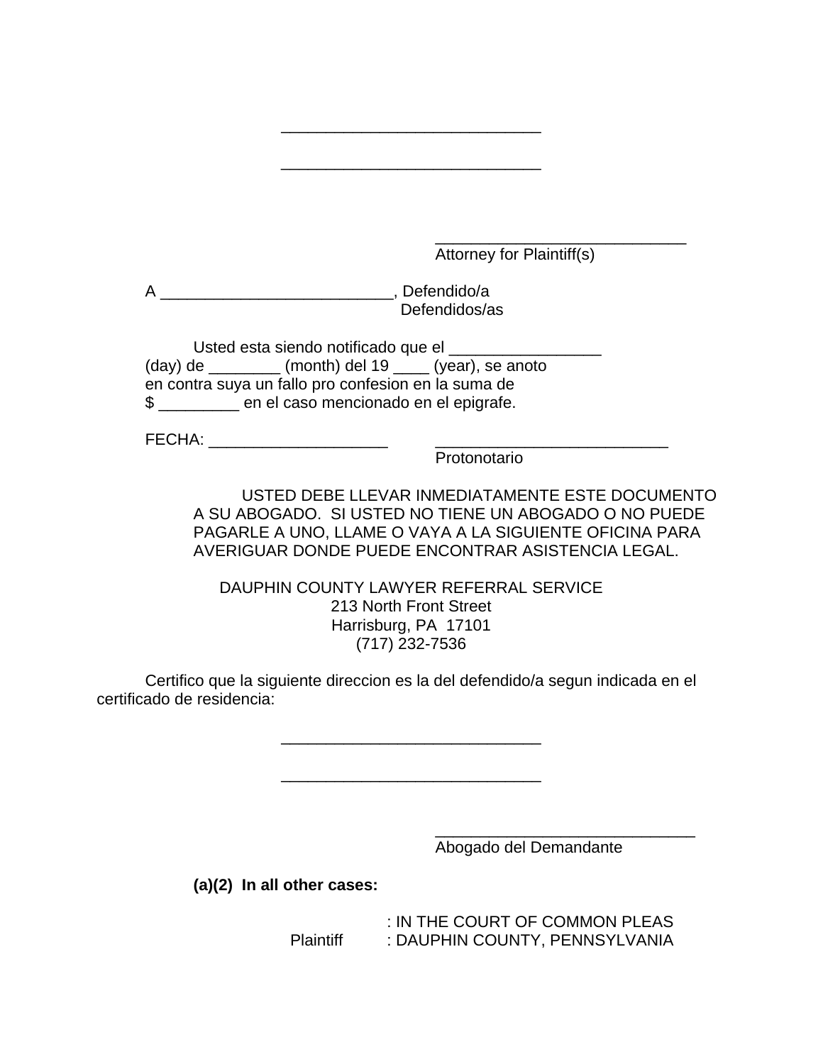\_\_\_\_\_\_\_\_\_\_\_\_\_\_\_\_\_\_\_\_\_\_\_\_\_\_\_\_\_\_

\_\_\_\_\_\_\_\_\_\_\_\_\_\_\_\_\_\_\_\_\_\_\_\_\_\_\_\_\_\_

\_\_\_\_\_\_\_\_\_\_\_\_\_\_\_\_\_\_\_\_\_\_\_\_\_\_\_\_\_\_
Attorney for Plaintiff(s)

A \_\_\_\_\_\_\_\_\_\_\_\_\_\_\_\_\_\_\_\_\_\_\_\_\_\_\_\_, Defendido/a
Defendidos/as

Usted esta siendo notificado que el \_\_\_\_\_\_\_\_\_\_\_\_\_\_\_\_\_\_ (day) de \_\_\_\_\_\_\_\_ (month) del 19 \_\_\_\_ (year), se anoto en contra suya un fallo pro confesion en la suma de $ \_\_\_\_\_\_\_\_\_ en el caso mencionado en el epigrafe.

FECHA: \_\_\_\_\_\_\_\_\_\_\_\_\_\_\_\_\_\_\_\_\_ \_\_\_\_\_\_\_\_\_\_\_\_\_\_\_\_\_\_\_\_\_\_\_\_\_\_\_
Protonotario

USTED DEBE LLEVAR INMEDIATAMENTE ESTE DOCUMENTO A SU ABOGADO. SI USTED NO TIENE UN ABOGADO O NO PUEDE PAGARLE A UNO, LLAME O VAYA A LA SIGUIENTE OFICINA PARA AVERIGUAR DONDE PUEDE ENCONTRAR ASISTENCIA LEGAL.

DAUPHIN COUNTY LAWYER REFERRAL SERVICE
213 North Front Street
Harrisburg, PA 17101
(717) 232-7536

Certifico que la siguiente direccion es la del defendido/a segun indicada en el certificado de residencia:

\_\_\_\_\_\_\_\_\_\_\_\_\_\_\_\_\_\_\_\_\_\_\_\_\_\_\_\_\_\_

\_\_\_\_\_\_\_\_\_\_\_\_\_\_\_\_\_\_\_\_\_\_\_\_\_\_\_\_\_\_

\_\_\_\_\_\_\_\_\_\_\_\_\_\_\_\_\_\_\_\_\_\_\_\_\_\_\_\_\_\_
Abogado del Demandante

**(a)(2) In all other cases:**

: IN THE COURT OF COMMON PLEAS
Plaintiff : DAUPHIN COUNTY, PENNSYLVANIA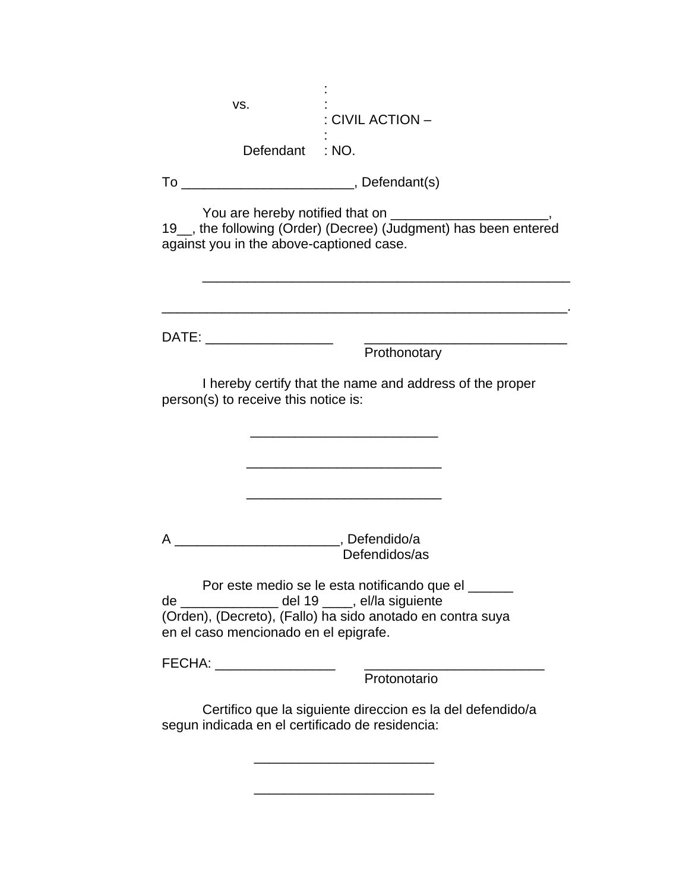```
                    :
        vs.         :
                    : CIVIL ACTION –
                    :
       Defendant    : NO.
```

To ______________________, Defendant(s)

You are hereby notified that on ____________________, 19__, the following (Order) (Decree) (Judgment) has been entered against you in the above-captioned case.

_________________________________________________

______________________________________________________.

DATE: ________________ ___________________________
Prothonotary

I hereby certify that the name and address of the proper person(s) to receive this notice is:

________________________

_________________________

_________________________

A _____________________, Defendido/a
Defendidos/as

Por este medio se le esta notificando que el ______ de _____________ del 19 ____, el/la siguiente (Orden), (Decreto), (Fallo) ha sido anotado en contra suya en el caso mencionado en el epigrafe.

FECHA: ________________ ________________________
Protonotario

Certifico que la siguiente direccion es la del defendido/a segun indicada en el certificado de residencia:

_______________________

_______________________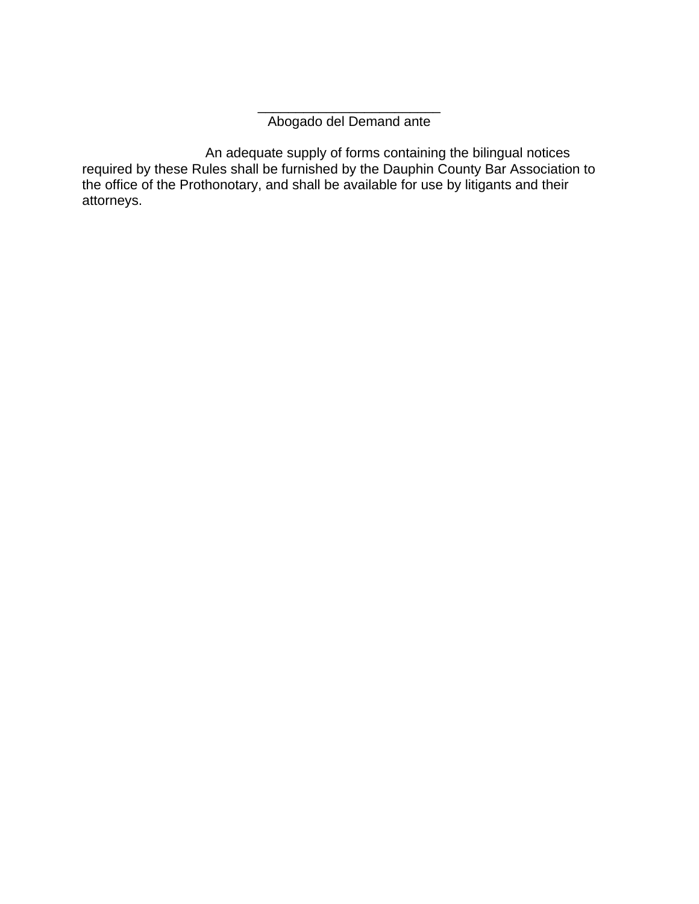\_\_\_\_\_\_\_\_\_\_\_\_\_\_\_\_\_\_\_\_\_\_\_\_
Abogado del Demand ante

An adequate supply of forms containing the bilingual notices required by these Rules shall be furnished by the Dauphin County Bar Association to the office of the Prothonotary, and shall be available for use by litigants and their attorneys.